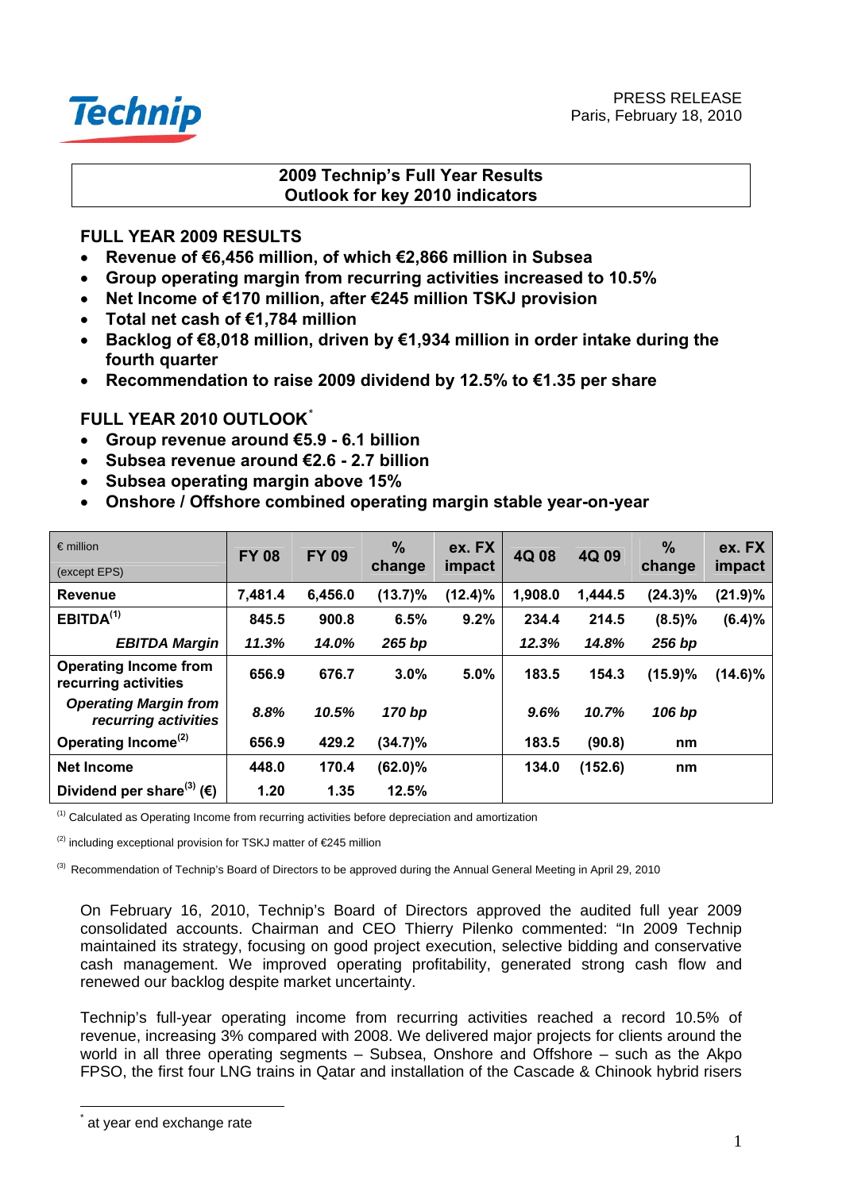Technip

PRESS RELEASE
Paris, February 18, 2010

# 2009 Technip's Full Year Results
# Outlook for key 2010 indicators

## FULL YEAR 2009 RESULTS

- **Revenue of €6,456 million, of which €2,866 million in Subsea**
- **Group operating margin from recurring activities increased to 10.5%**
- **Net Income of €170 million, after €245 million TSKJ provision**
- **Total net cash of €1,784 million**
- **Backlog of €8,018 million, driven by €1,934 million in order intake during the fourth quarter**
- **Recommendation to raise 2009 dividend by 12.5% to €1.35 per share**

## FULL YEAR 2010 OUTLOOK*

- **Group revenue around €5.9 - 6.1 billion**
- **Subsea revenue around €2.6 - 2.7 billion**
- **Subsea operating margin above 15%**
- **Onshore / Offshore combined operating margin stable year-on-year**

| € million (except EPS) | FY 08 | FY 09 | % change | ex. FX impact | 4Q 08 | 4Q 09 | % change | ex. FX impact |
|---|---|---|---|---|---|---|---|---|
| **Revenue** | 7,481.4 | 6,456.0 | (13.7)% | (12.4)% | 1,908.0 | 1,444.5 | (24.3)% | (21.9)% |
| **EBITDA[1]** | 845.5 | 900.8 | 6.5% | 9.2% | 234.4 | 214.5 | (8.5)% | (6.4)% |
| ***EBITDA Margin*** | *11.3%* | *14.0%* | *265 bp* | | *12.3%* | *14.8%* | *256 bp* | |
| **Operating Income from recurring activities** | 656.9 | 676.7 | 3.0% | 5.0% | 183.5 | 154.3 | (15.9)% | (14.6)% |
| ***Operating Margin from recurring activities*** | *8.8%* | *10.5%* | *170 bp* | | *9.6%* | *10.7%* | *106 bp* | |
| **Operating Income[2]** | 656.9 | 429.2 | (34.7)% | | 183.5 | (90.8) | nm | |
| **Net Income** | 448.0 | 170.4 | (62.0)% | | 134.0 | (152.6) | nm | |
| **Dividend per share[3] (€)** | 1.20 | 1.35 | 12.5% | | | | | |

[1] Calculated as Operating Income from recurring activities before depreciation and amortization

[2] including exceptional provision for TSKJ matter of €245 million

[3] Recommendation of Technip's Board of Directors to be approved during the Annual General Meeting in April 29, 2010

On February 16, 2010, Technip's Board of Directors approved the audited full year 2009 consolidated accounts. Chairman and CEO Thierry Pilenko commented: "In 2009 Technip maintained its strategy, focusing on good project execution, selective bidding and conservative cash management. We improved operating profitability, generated strong cash flow and renewed our backlog despite market uncertainty.

Technip's full-year operating income from recurring activities reached a record 10.5% of revenue, increasing 3% compared with 2008. We delivered major projects for clients around the world in all three operating segments – Subsea, Onshore and Offshore – such as the Akpo FPSO, the first four LNG trains in Qatar and installation of the Cascade & Chinook hybrid risers

\* at year end exchange rate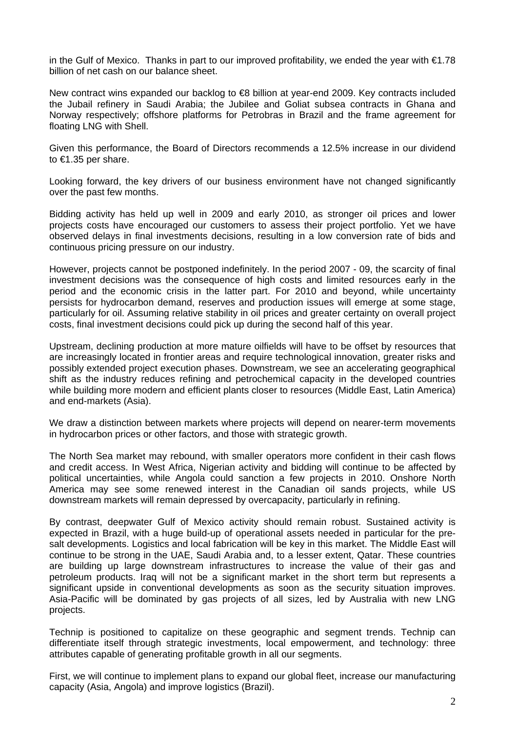in the Gulf of Mexico. Thanks in part to our improved profitability, we ended the year with €1.78 billion of net cash on our balance sheet.

New contract wins expanded our backlog to €8 billion at year-end 2009. Key contracts included the Jubail refinery in Saudi Arabia; the Jubilee and Goliat subsea contracts in Ghana and Norway respectively; offshore platforms for Petrobras in Brazil and the frame agreement for floating LNG with Shell.

Given this performance, the Board of Directors recommends a 12.5% increase in our dividend to €1.35 per share.

Looking forward, the key drivers of our business environment have not changed significantly over the past few months.

Bidding activity has held up well in 2009 and early 2010, as stronger oil prices and lower projects costs have encouraged our customers to assess their project portfolio. Yet we have observed delays in final investments decisions, resulting in a low conversion rate of bids and continuous pricing pressure on our industry.

However, projects cannot be postponed indefinitely. In the period 2007 - 09, the scarcity of final investment decisions was the consequence of high costs and limited resources early in the period and the economic crisis in the latter part. For 2010 and beyond, while uncertainty persists for hydrocarbon demand, reserves and production issues will emerge at some stage, particularly for oil. Assuming relative stability in oil prices and greater certainty on overall project costs, final investment decisions could pick up during the second half of this year.

Upstream, declining production at more mature oilfields will have to be offset by resources that are increasingly located in frontier areas and require technological innovation, greater risks and possibly extended project execution phases. Downstream, we see an accelerating geographical shift as the industry reduces refining and petrochemical capacity in the developed countries while building more modern and efficient plants closer to resources (Middle East, Latin America) and end-markets (Asia).

We draw a distinction between markets where projects will depend on nearer-term movements in hydrocarbon prices or other factors, and those with strategic growth.

The North Sea market may rebound, with smaller operators more confident in their cash flows and credit access. In West Africa, Nigerian activity and bidding will continue to be affected by political uncertainties, while Angola could sanction a few projects in 2010. Onshore North America may see some renewed interest in the Canadian oil sands projects, while US downstream markets will remain depressed by overcapacity, particularly in refining.

By contrast, deepwater Gulf of Mexico activity should remain robust. Sustained activity is expected in Brazil, with a huge build-up of operational assets needed in particular for the pre-salt developments. Logistics and local fabrication will be key in this market. The Middle East will continue to be strong in the UAE, Saudi Arabia and, to a lesser extent, Qatar. These countries are building up large downstream infrastructures to increase the value of their gas and petroleum products. Iraq will not be a significant market in the short term but represents a significant upside in conventional developments as soon as the security situation improves. Asia-Pacific will be dominated by gas projects of all sizes, led by Australia with new LNG projects.

Technip is positioned to capitalize on these geographic and segment trends. Technip can differentiate itself through strategic investments, local empowerment, and technology: three attributes capable of generating profitable growth in all our segments.

First, we will continue to implement plans to expand our global fleet, increase our manufacturing capacity (Asia, Angola) and improve logistics (Brazil).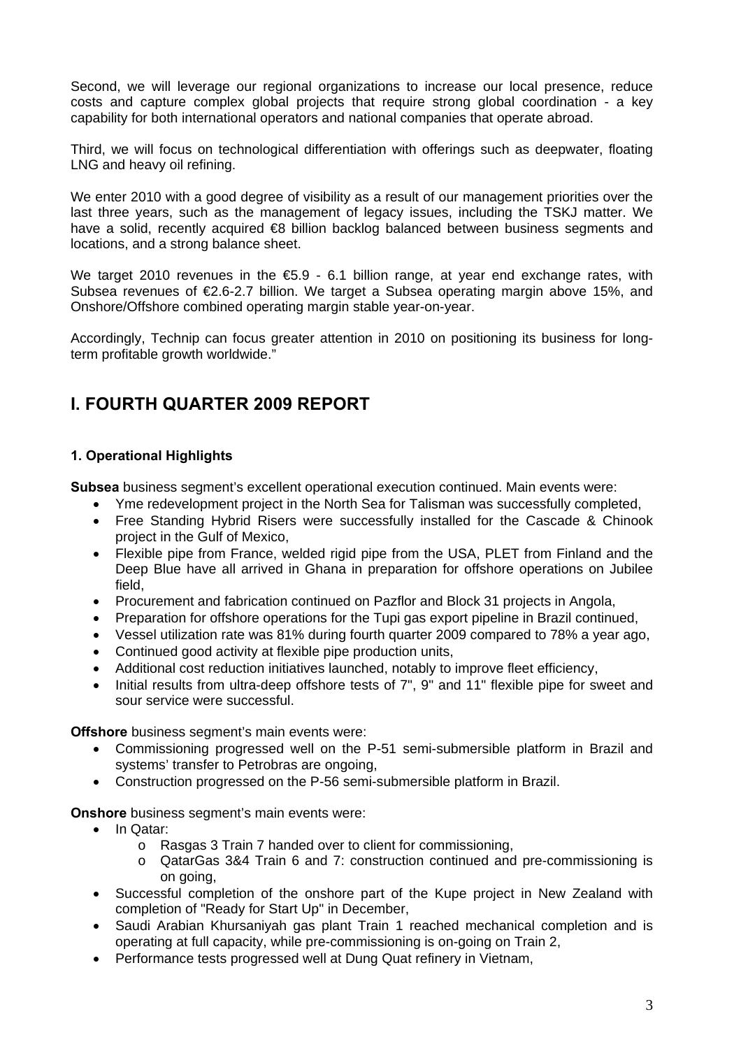Second, we will leverage our regional organizations to increase our local presence, reduce costs and capture complex global projects that require strong global coordination - a key capability for both international operators and national companies that operate abroad.

Third, we will focus on technological differentiation with offerings such as deepwater, floating LNG and heavy oil refining.

We enter 2010 with a good degree of visibility as a result of our management priorities over the last three years, such as the management of legacy issues, including the TSKJ matter. We have a solid, recently acquired €8 billion backlog balanced between business segments and locations, and a strong balance sheet.

We target 2010 revenues in the €5.9 - 6.1 billion range, at year end exchange rates, with Subsea revenues of €2.6-2.7 billion. We target a Subsea operating margin above 15%, and Onshore/Offshore combined operating margin stable year-on-year.

Accordingly, Technip can focus greater attention in 2010 on positioning its business for long-term profitable growth worldwide."

# I. FOURTH QUARTER 2009 REPORT

### 1. Operational Highlights

**Subsea** business segment's excellent operational execution continued. Main events were:

- Yme redevelopment project in the North Sea for Talisman was successfully completed,
- Free Standing Hybrid Risers were successfully installed for the Cascade & Chinook project in the Gulf of Mexico,
- Flexible pipe from France, welded rigid pipe from the USA, PLET from Finland and the Deep Blue have all arrived in Ghana in preparation for offshore operations on Jubilee field,
- Procurement and fabrication continued on Pazflor and Block 31 projects in Angola,
- Preparation for offshore operations for the Tupi gas export pipeline in Brazil continued,
- Vessel utilization rate was 81% during fourth quarter 2009 compared to 78% a year ago,
- Continued good activity at flexible pipe production units,
- Additional cost reduction initiatives launched, notably to improve fleet efficiency,
- Initial results from ultra-deep offshore tests of 7", 9" and 11" flexible pipe for sweet and sour service were successful.

**Offshore** business segment's main events were:

- Commissioning progressed well on the P-51 semi-submersible platform in Brazil and systems' transfer to Petrobras are ongoing,
- Construction progressed on the P-56 semi-submersible platform in Brazil.

**Onshore** business segment's main events were:

- In Qatar:
  - Rasgas 3 Train 7 handed over to client for commissioning,
  - QatarGas 3&4 Train 6 and 7: construction continued and pre-commissioning is on going,
- Successful completion of the onshore part of the Kupe project in New Zealand with completion of "Ready for Start Up" in December,
- Saudi Arabian Khursaniyah gas plant Train 1 reached mechanical completion and is operating at full capacity, while pre-commissioning is on-going on Train 2,
- Performance tests progressed well at Dung Quat refinery in Vietnam,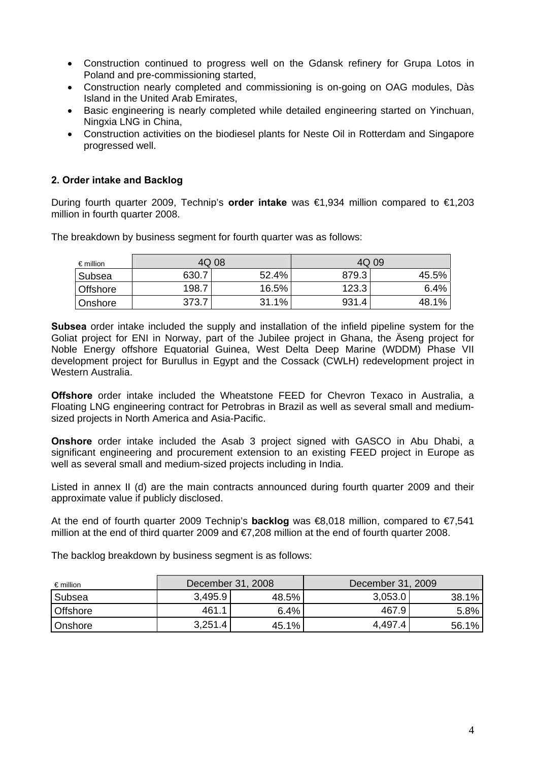- Construction continued to progress well on the Gdansk refinery for Grupa Lotos in Poland and pre-commissioning started,
- Construction nearly completed and commissioning is on-going on OAG modules, Dàs Island in the United Arab Emirates,
- Basic engineering is nearly completed while detailed engineering started on Yinchuan, Ningxia LNG in China,
- Construction activities on the biodiesel plants for Neste Oil in Rotterdam and Singapore progressed well.

### 2. Order intake and Backlog

During fourth quarter 2009, Technip's **order intake** was €1,934 million compared to €1,203 million in fourth quarter 2008.

The breakdown by business segment for fourth quarter was as follows:

| € million | 4Q 08 | | 4Q 09 | |
|---|---|---|---|---|
| Subsea | 630.7 | 52.4% | 879.3 | 45.5% |
| Offshore | 198.7 | 16.5% | 123.3 | 6.4% |
| Onshore | 373.7 | 31.1% | 931.4 | 48.1% |

**Subsea** order intake included the supply and installation of the infield pipeline system for the Goliat project for ENI in Norway, part of the Jubilee project in Ghana, the Äseng project for Noble Energy offshore Equatorial Guinea, West Delta Deep Marine (WDDM) Phase VII development project for Burullus in Egypt and the Cossack (CWLH) redevelopment project in Western Australia.

**Offshore** order intake included the Wheatstone FEED for Chevron Texaco in Australia, a Floating LNG engineering contract for Petrobras in Brazil as well as several small and medium-sized projects in North America and Asia-Pacific.

**Onshore** order intake included the Asab 3 project signed with GASCO in Abu Dhabi, a significant engineering and procurement extension to an existing FEED project in Europe as well as several small and medium-sized projects including in India.

Listed in annex II (d) are the main contracts announced during fourth quarter 2009 and their approximate value if publicly disclosed.

At the end of fourth quarter 2009 Technip's **backlog** was €8,018 million, compared to €7,541 million at the end of third quarter 2009 and €7,208 million at the end of fourth quarter 2008.

The backlog breakdown by business segment is as follows:

| € million | December 31, 2008 | | December 31, 2009 | |
|---|---|---|---|---|
| Subsea | 3,495.9 | 48.5% | 3,053.0 | 38.1% |
| Offshore | 461.1 | 6.4% | 467.9 | 5.8% |
| Onshore | 3,251.4 | 45.1% | 4,497.4 | 56.1% |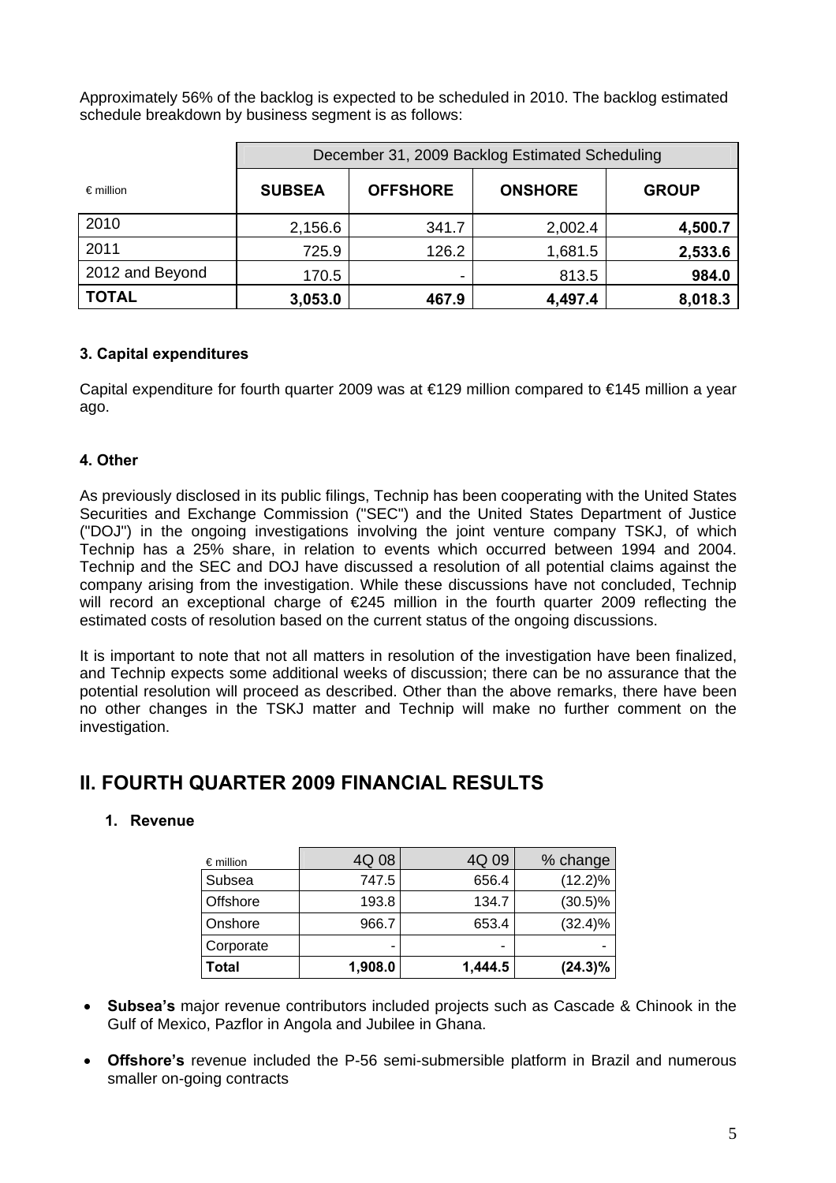Approximately 56% of the backlog is expected to be scheduled in 2010. The backlog estimated schedule breakdown by business segment is as follows:

| | December 31, 2009 Backlog Estimated Scheduling | | | |
|---|---|---|---|---|
| € million | SUBSEA | OFFSHORE | ONSHORE | GROUP |
| 2010 | 2,156.6 | 341.7 | 2,002.4 | **4,500.7** |
| 2011 | 725.9 | 126.2 | 1,681.5 | **2,533.6** |
| 2012 and Beyond | 170.5 | - | 813.5 | **984.0** |
| **TOTAL** | **3,053.0** | **467.9** | **4,497.4** | **8,018.3** |

### 3. Capital expenditures

Capital expenditure for fourth quarter 2009 was at €129 million compared to €145 million a year ago.

### 4. Other

As previously disclosed in its public filings, Technip has been cooperating with the United States Securities and Exchange Commission ("SEC") and the United States Department of Justice ("DOJ") in the ongoing investigations involving the joint venture company TSKJ, of which Technip has a 25% share, in relation to events which occurred between 1994 and 2004. Technip and the SEC and DOJ have discussed a resolution of all potential claims against the company arising from the investigation. While these discussions have not concluded, Technip will record an exceptional charge of €245 million in the fourth quarter 2009 reflecting the estimated costs of resolution based on the current status of the ongoing discussions.

It is important to note that not all matters in resolution of the investigation have been finalized, and Technip expects some additional weeks of discussion; there can be no assurance that the potential resolution will proceed as described. Other than the above remarks, there have been no other changes in the TSKJ matter and Technip will make no further comment on the investigation.

## II. FOURTH QUARTER 2009 FINANCIAL RESULTS

### 1. Revenue

| € million | 4Q 08 | 4Q 09 | % change |
|---|---|---|---|
| Subsea | 747.5 | 656.4 | (12.2)% |
| Offshore | 193.8 | 134.7 | (30.5)% |
| Onshore | 966.7 | 653.4 | (32.4)% |
| Corporate | - | - | - |
| **Total** | **1,908.0** | **1,444.5** | **(24.3)%** |

- **Subsea's** major revenue contributors included projects such as Cascade & Chinook in the Gulf of Mexico, Pazflor in Angola and Jubilee in Ghana.
- **Offshore's** revenue included the P-56 semi-submersible platform in Brazil and numerous smaller on-going contracts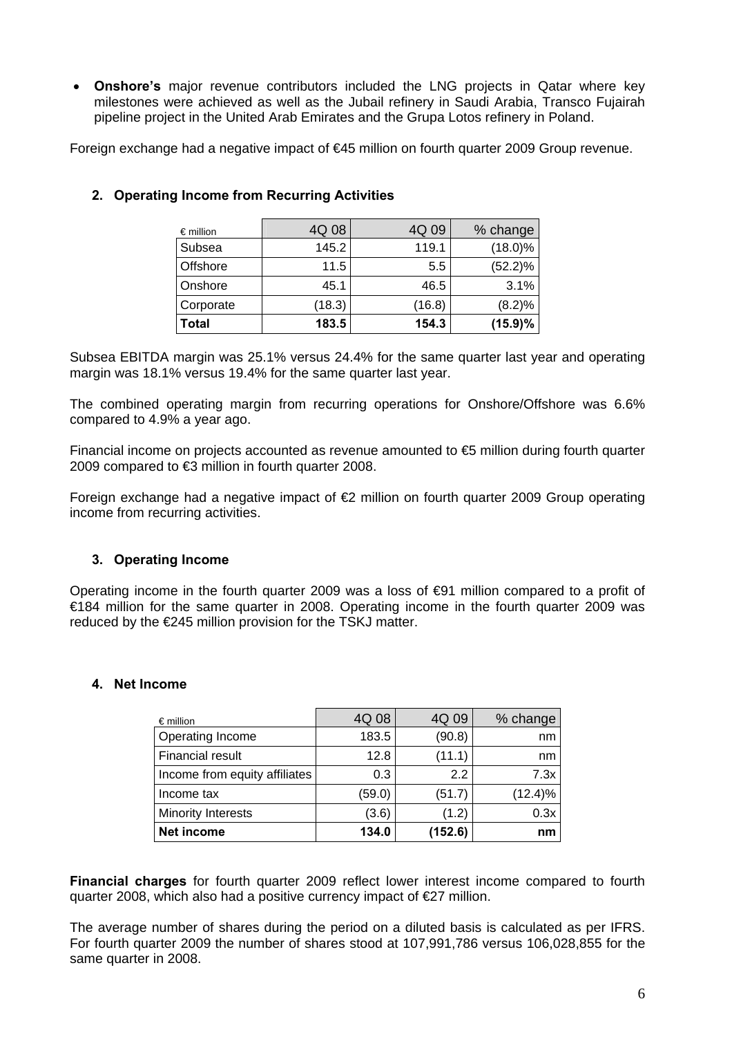- **Onshore's** major revenue contributors included the LNG projects in Qatar where key milestones were achieved as well as the Jubail refinery in Saudi Arabia, Transco Fujairah pipeline project in the United Arab Emirates and the Grupa Lotos refinery in Poland.

Foreign exchange had a negative impact of €45 million on fourth quarter 2009 Group revenue.

## 2. Operating Income from Recurring Activities

| € million | 4Q 08 | 4Q 09 | % change |
|---|---|---|---|
| Subsea | 145.2 | 119.1 | (18.0)% |
| Offshore | 11.5 | 5.5 | (52.2)% |
| Onshore | 45.1 | 46.5 | 3.1% |
| Corporate | (18.3) | (16.8) | (8.2)% |
| **Total** | **183.5** | **154.3** | **(15.9)%** |

Subsea EBITDA margin was 25.1% versus 24.4% for the same quarter last year and operating margin was 18.1% versus 19.4% for the same quarter last year.

The combined operating margin from recurring operations for Onshore/Offshore was 6.6% compared to 4.9% a year ago.

Financial income on projects accounted as revenue amounted to €5 million during fourth quarter 2009 compared to €3 million in fourth quarter 2008.

Foreign exchange had a negative impact of €2 million on fourth quarter 2009 Group operating income from recurring activities.

## 3. Operating Income

Operating income in the fourth quarter 2009 was a loss of €91 million compared to a profit of €184 million for the same quarter in 2008. Operating income in the fourth quarter 2009 was reduced by the €245 million provision for the TSKJ matter.

## 4. Net Income

| € million | 4Q 08 | 4Q 09 | % change |
|---|---|---|---|
| Operating Income | 183.5 | (90.8) | nm |
| Financial result | 12.8 | (11.1) | nm |
| Income from equity affiliates | 0.3 | 2.2 | 7.3x |
| Income tax | (59.0) | (51.7) | (12.4)% |
| Minority Interests | (3.6) | (1.2) | 0.3x |
| **Net income** | **134.0** | **(152.6)** | **nm** |

**Financial charges** for fourth quarter 2009 reflect lower interest income compared to fourth quarter 2008, which also had a positive currency impact of €27 million.

The average number of shares during the period on a diluted basis is calculated as per IFRS. For fourth quarter 2009 the number of shares stood at 107,991,786 versus 106,028,855 for the same quarter in 2008.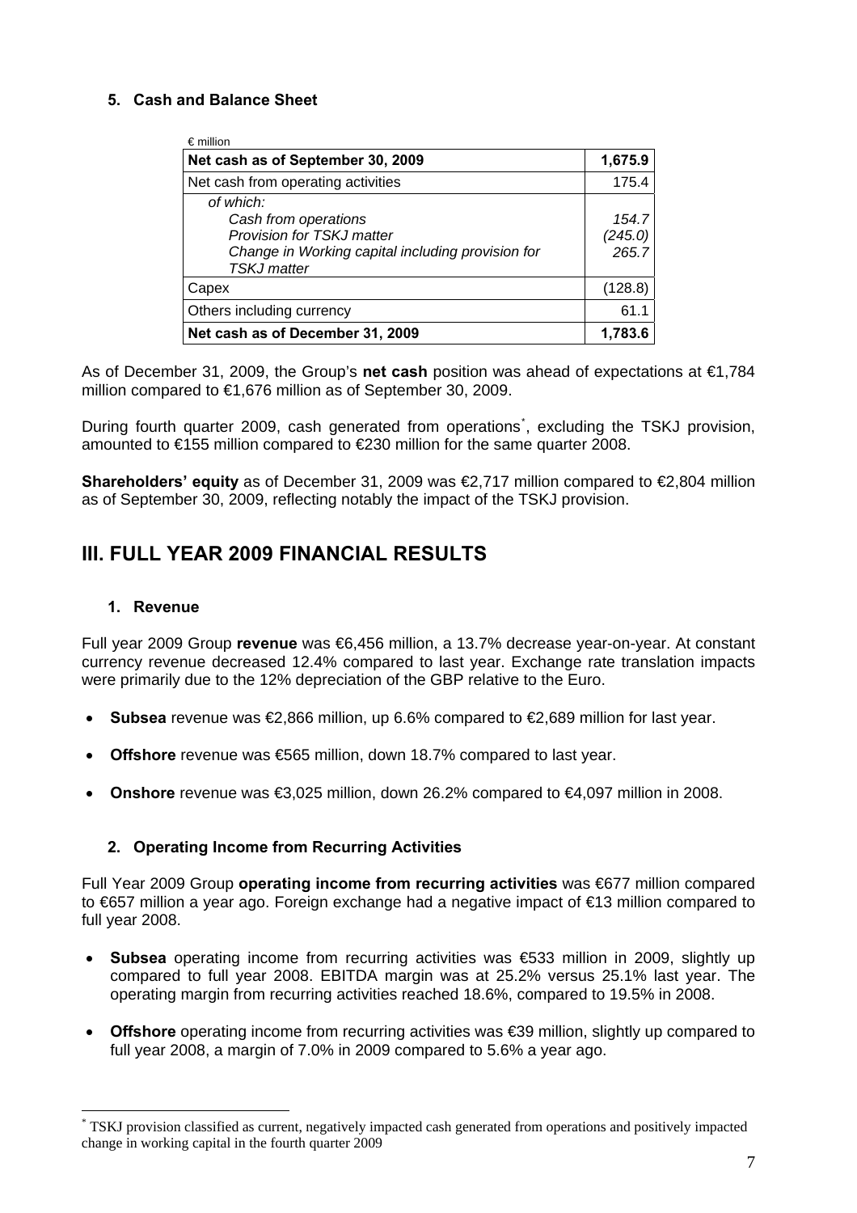### 5. Cash and Balance Sheet

| € million | |
|---|---|
| **Net cash as of September 30, 2009** | **1,675.9** |
| Net cash from operating activities | 175.4 |
| *of which:* | |
| *Cash from operations* | *154.7* |
| *Provision for TSKJ matter* | *(245.0)* |
| *Change in Working capital including provision for TSKJ matter* | *265.7* |
| Capex | (128.8) |
| Others including currency | 61.1 |
| **Net cash as of December 31, 2009** | **1,783.6** |

As of December 31, 2009, the Group's **net cash** position was ahead of expectations at €1,784 million compared to €1,676 million as of September 30, 2009.

During fourth quarter 2009, cash generated from operations*, excluding the TSKJ provision, amounted to €155 million compared to €230 million for the same quarter 2008.

**Shareholders' equity** as of December 31, 2009 was €2,717 million compared to €2,804 million as of September 30, 2009, reflecting notably the impact of the TSKJ provision.

## III. FULL YEAR 2009 FINANCIAL RESULTS

### 1. Revenue

Full year 2009 Group **revenue** was €6,456 million, a 13.7% decrease year-on-year. At constant currency revenue decreased 12.4% compared to last year. Exchange rate translation impacts were primarily due to the 12% depreciation of the GBP relative to the Euro.

- **Subsea** revenue was €2,866 million, up 6.6% compared to €2,689 million for last year.
- **Offshore** revenue was €565 million, down 18.7% compared to last year.
- **Onshore** revenue was €3,025 million, down 26.2% compared to €4,097 million in 2008.

### 2. Operating Income from Recurring Activities

Full Year 2009 Group **operating income from recurring activities** was €677 million compared to €657 million a year ago. Foreign exchange had a negative impact of €13 million compared to full year 2008.

- **Subsea** operating income from recurring activities was €533 million in 2009, slightly up compared to full year 2008. EBITDA margin was at 25.2% versus 25.1% last year. The operating margin from recurring activities reached 18.6%, compared to 19.5% in 2008.
- **Offshore** operating income from recurring activities was €39 million, slightly up compared to full year 2008, a margin of 7.0% in 2009 compared to 5.6% a year ago.

---

* TSKJ provision classified as current, negatively impacted cash generated from operations and positively impacted change in working capital in the fourth quarter 2009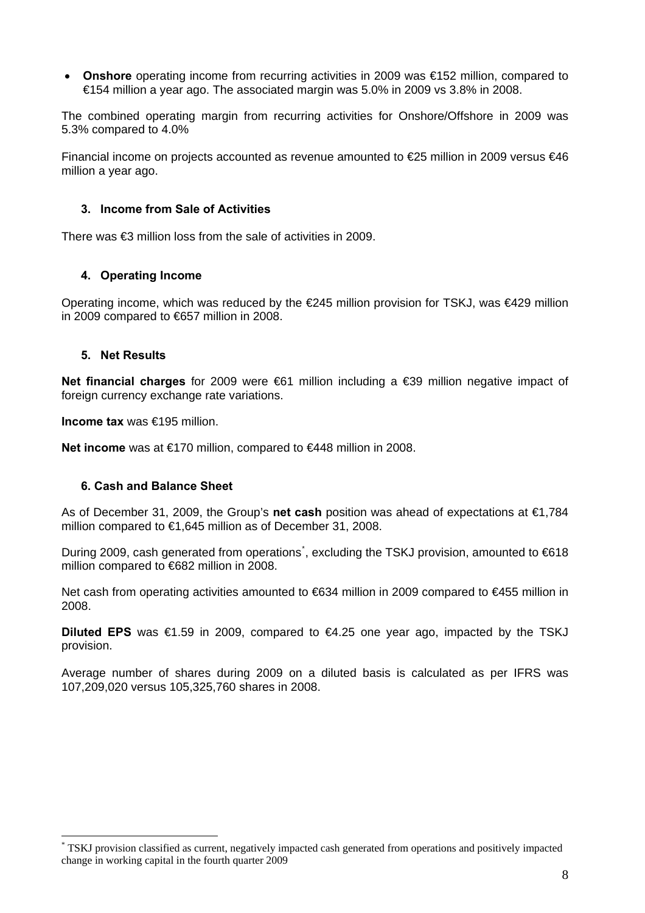- **Onshore** operating income from recurring activities in 2009 was €152 million, compared to €154 million a year ago. The associated margin was 5.0% in 2009 vs 3.8% in 2008.

The combined operating margin from recurring activities for Onshore/Offshore in 2009 was 5.3% compared to 4.0%

Financial income on projects accounted as revenue amounted to €25 million in 2009 versus €46 million a year ago.

### 3. Income from Sale of Activities

There was €3 million loss from the sale of activities in 2009.

### 4. Operating Income

Operating income, which was reduced by the €245 million provision for TSKJ, was €429 million in 2009 compared to €657 million in 2008.

### 5. Net Results

**Net financial charges** for 2009 were €61 million including a €39 million negative impact of foreign currency exchange rate variations.

**Income tax** was €195 million.

**Net income** was at €170 million, compared to €448 million in 2008.

### 6. Cash and Balance Sheet

As of December 31, 2009, the Group's **net cash** position was ahead of expectations at €1,784 million compared to €1,645 million as of December 31, 2008.

During 2009, cash generated from operations*, excluding the TSKJ provision, amounted to €618 million compared to €682 million in 2008.

Net cash from operating activities amounted to €634 million in 2009 compared to €455 million in 2008.

**Diluted EPS** was €1.59 in 2009, compared to €4.25 one year ago, impacted by the TSKJ provision.

Average number of shares during 2009 on a diluted basis is calculated as per IFRS was 107,209,020 versus 105,325,760 shares in 2008.

---

* TSKJ provision classified as current, negatively impacted cash generated from operations and positively impacted change in working capital in the fourth quarter 2009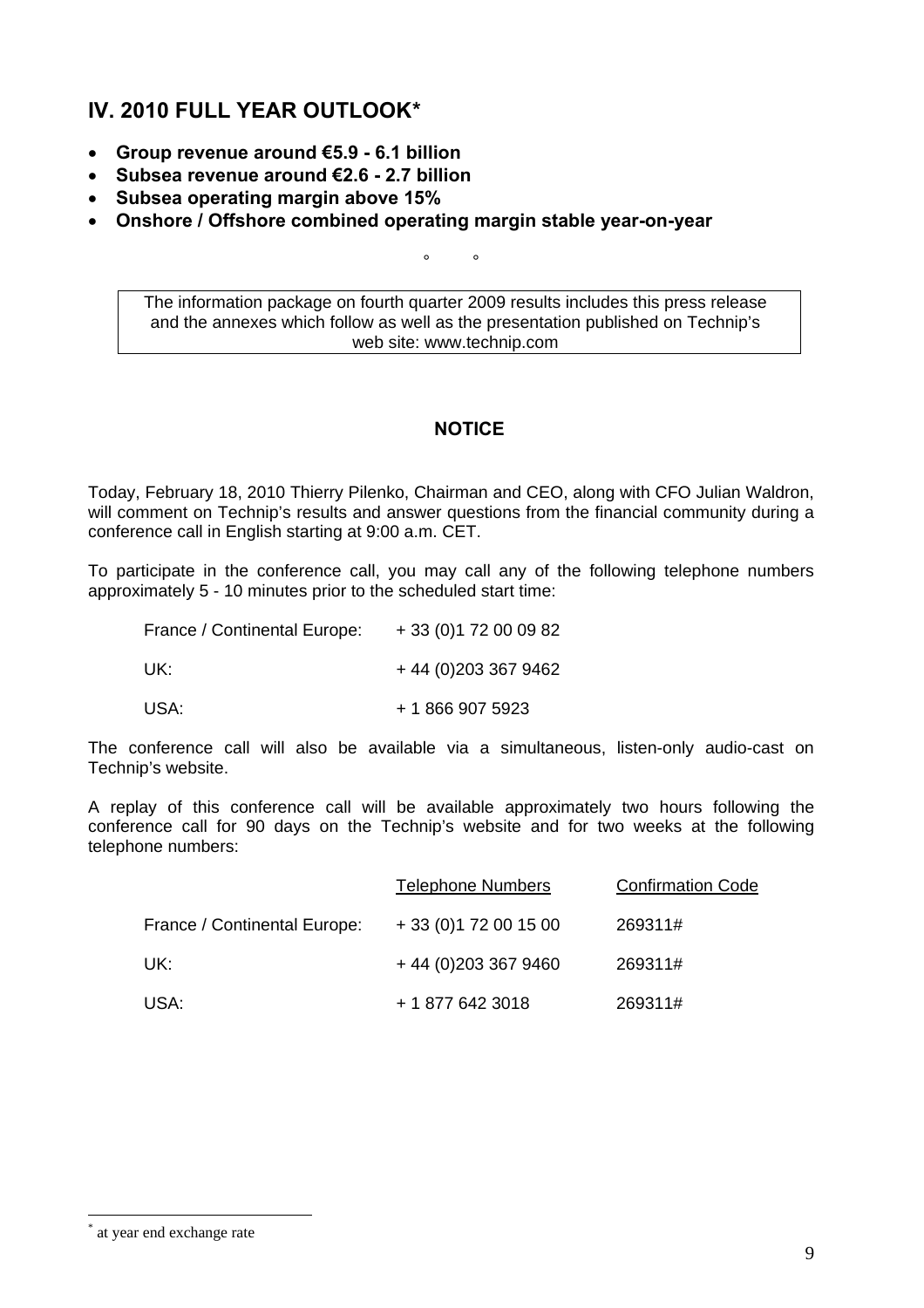## IV. 2010 FULL YEAR OUTLOOK*

- **Group revenue around €5.9 - 6.1 billion**
- **Subsea revenue around €2.6 - 2.7 billion**
- **Subsea operating margin above 15%**
- **Onshore / Offshore combined operating margin stable year-on-year**

° °

The information package on fourth quarter 2009 results includes this press release and the annexes which follow as well as the presentation published on Technip's web site: www.technip.com

### NOTICE

Today, February 18, 2010 Thierry Pilenko, Chairman and CEO, along with CFO Julian Waldron, will comment on Technip's results and answer questions from the financial community during a conference call in English starting at 9:00 a.m. CET.

To participate in the conference call, you may call any of the following telephone numbers approximately 5 - 10 minutes prior to the scheduled start time:

| | |
|---|---|
| France / Continental Europe: | + 33 (0)1 72 00 09 82 |
| UK: | + 44 (0)203 367 9462 |
| USA: | + 1 866 907 5923 |

The conference call will also be available via a simultaneous, listen-only audio-cast on Technip's website.

A replay of this conference call will be available approximately two hours following the conference call for 90 days on the Technip's website and for two weeks at the following telephone numbers:

| | Telephone Numbers | Confirmation Code |
|---|---|---|
| France / Continental Europe: | + 33 (0)1 72 00 15 00 | 269311# |
| UK: | + 44 (0)203 367 9460 | 269311# |
| USA: | + 1 877 642 3018 | 269311# |

* at year end exchange rate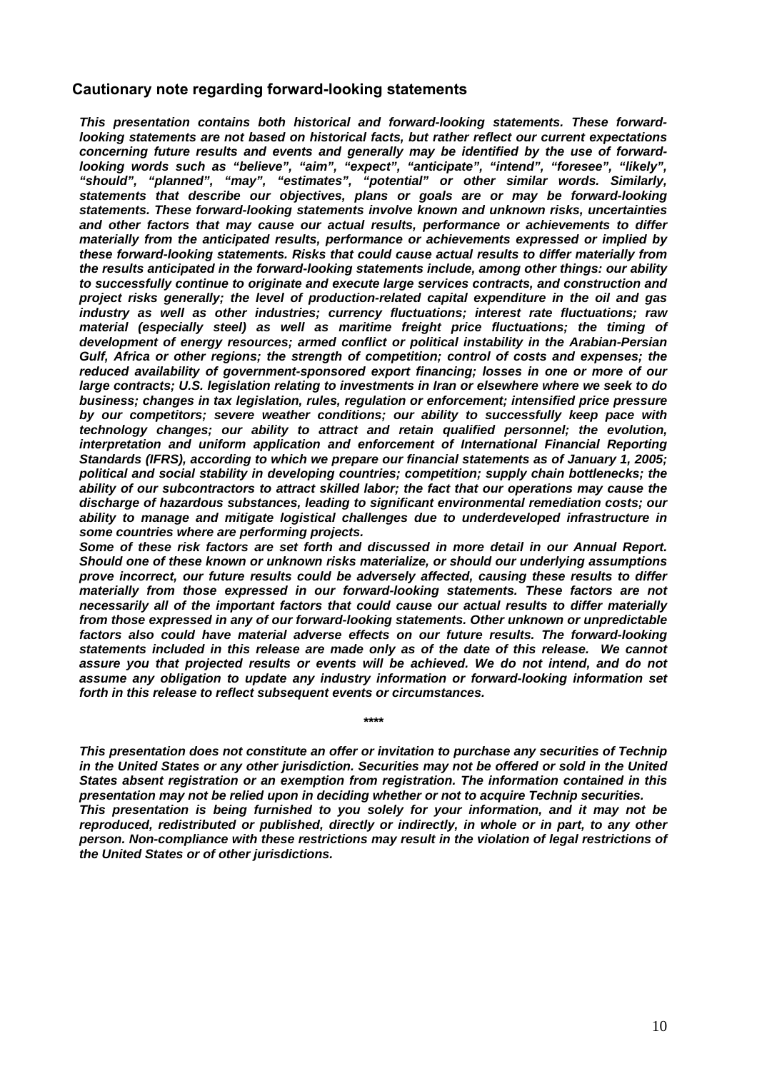## Cautionary note regarding forward-looking statements

***This presentation contains both historical and forward-looking statements. These forward-looking statements are not based on historical facts, but rather reflect our current expectations concerning future results and events and generally may be identified by the use of forward-looking words such as "believe", "aim", "expect", "anticipate", "intend", "foresee", "likely", "should", "planned", "may", "estimates", "potential" or other similar words. Similarly, statements that describe our objectives, plans or goals are or may be forward-looking statements. These forward-looking statements involve known and unknown risks, uncertainties and other factors that may cause our actual results, performance or achievements to differ materially from the anticipated results, performance or achievements expressed or implied by these forward-looking statements. Risks that could cause actual results to differ materially from the results anticipated in the forward-looking statements include, among other things: our ability to successfully continue to originate and execute large services contracts, and construction and project risks generally; the level of production-related capital expenditure in the oil and gas industry as well as other industries; currency fluctuations; interest rate fluctuations; raw material (especially steel) as well as maritime freight price fluctuations; the timing of development of energy resources; armed conflict or political instability in the Arabian-Persian Gulf, Africa or other regions; the strength of competition; control of costs and expenses; the reduced availability of government-sponsored export financing; losses in one or more of our large contracts; U.S. legislation relating to investments in Iran or elsewhere where we seek to do business; changes in tax legislation, rules, regulation or enforcement; intensified price pressure by our competitors; severe weather conditions; our ability to successfully keep pace with technology changes; our ability to attract and retain qualified personnel; the evolution, interpretation and uniform application and enforcement of International Financial Reporting Standards (IFRS), according to which we prepare our financial statements as of January 1, 2005; political and social stability in developing countries; competition; supply chain bottlenecks; the ability of our subcontractors to attract skilled labor; the fact that our operations may cause the discharge of hazardous substances, leading to significant environmental remediation costs; our ability to manage and mitigate logistical challenges due to underdeveloped infrastructure in some countries where are performing projects.***

***Some of these risk factors are set forth and discussed in more detail in our Annual Report. Should one of these known or unknown risks materialize, or should our underlying assumptions prove incorrect, our future results could be adversely affected, causing these results to differ materially from those expressed in our forward-looking statements. These factors are not necessarily all of the important factors that could cause our actual results to differ materially from those expressed in any of our forward-looking statements. Other unknown or unpredictable factors also could have material adverse effects on our future results. The forward-looking statements included in this release are made only as of the date of this release. We cannot assure you that projected results or events will be achieved. We do not intend, and do not assume any obligation to update any industry information or forward-looking information set forth in this release to reflect subsequent events or circumstances.***

****

***This presentation does not constitute an offer or invitation to purchase any securities of Technip in the United States or any other jurisdiction. Securities may not be offered or sold in the United States absent registration or an exemption from registration. The information contained in this presentation may not be relied upon in deciding whether or not to acquire Technip securities.***

***This presentation is being furnished to you solely for your information, and it may not be reproduced, redistributed or published, directly or indirectly, in whole or in part, to any other person. Non-compliance with these restrictions may result in the violation of legal restrictions of the United States or of other jurisdictions.***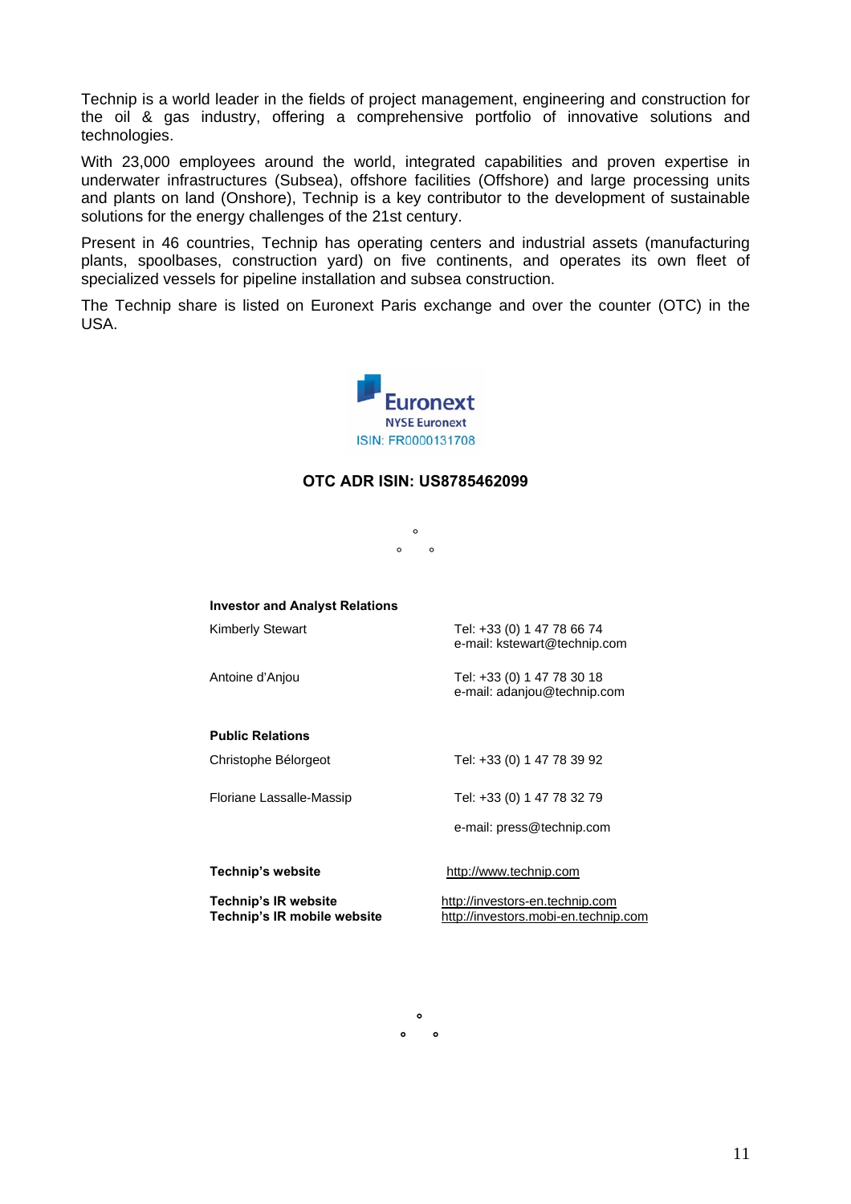Technip is a world leader in the fields of project management, engineering and construction for the oil & gas industry, offering a comprehensive portfolio of innovative solutions and technologies.

With 23,000 employees around the world, integrated capabilities and proven expertise in underwater infrastructures (Subsea), offshore facilities (Offshore) and large processing units and plants on land (Onshore), Technip is a key contributor to the development of sustainable solutions for the energy challenges of the 21st century.

Present in 46 countries, Technip has operating centers and industrial assets (manufacturing plants, spoolbases, construction yard) on five continents, and operates its own fleet of specialized vessels for pipeline installation and subsea construction.

The Technip share is listed on Euronext Paris exchange and over the counter (OTC) in the USA.

Euronext
NYSE Euronext
ISIN: FR0000131708

**OTC ADR ISIN: US8785462099**

°
° °

**Investor and Analyst Relations**

| | |
|---|---|
| Kimberly Stewart | Tel: +33 (0) 1 47 78 66 74<br>e-mail: kstewart@technip.com |
| Antoine d'Anjou | Tel: +33 (0) 1 47 78 30 18<br>e-mail: adanjou@technip.com |

**Public Relations**

| | |
|---|---|
| Christophe Bélorgeot | Tel: +33 (0) 1 47 78 39 92 |
| Floriane Lassalle-Massip | Tel: +33 (0) 1 47 78 32 79 |
| | e-mail: press@technip.com |

| | |
|---|---|
| **Technip's website** | http://www.technip.com |
| **Technip's IR website** | http://investors-en.technip.com |
| **Technip's IR mobile website** | http://investors.mobi-en.technip.com |

°
° °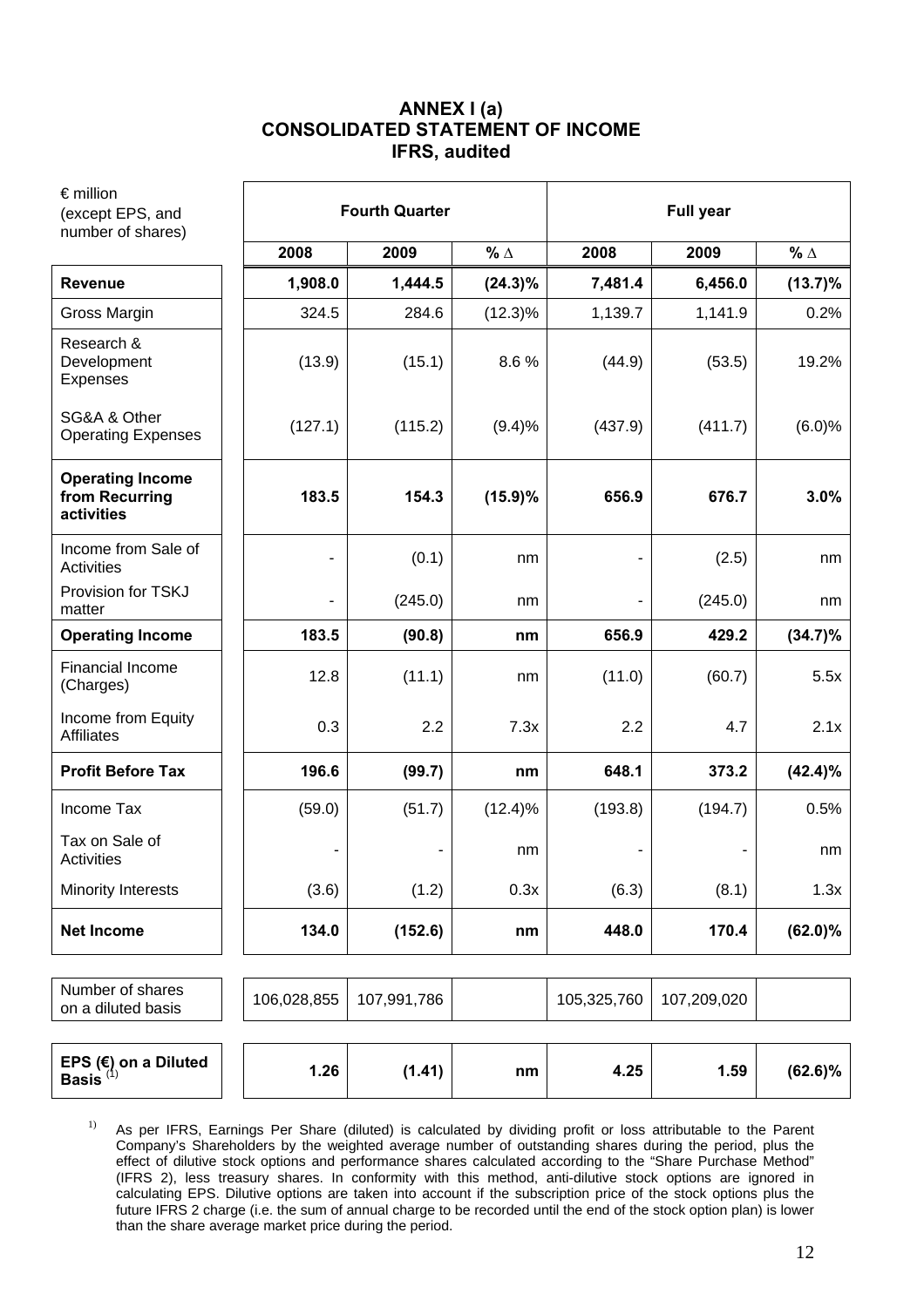## ANNEX I (a)
## CONSOLIDATED STATEMENT OF INCOME
## IFRS, audited

| € million (except EPS, and number of shares) | Fourth Quarter | | | Full year | | |
|---|---|---|---|---|---|---|
| | 2008 | 2009 | % Δ | 2008 | 2009 | % Δ |
| **Revenue** | **1,908.0** | **1,444.5** | **(24.3)%** | **7,481.4** | **6,456.0** | **(13.7)%** |
| Gross Margin | 324.5 | 284.6 | (12.3)% | 1,139.7 | 1,141.9 | 0.2% |
| Research & Development Expenses | (13.9) | (15.1) | 8.6 % | (44.9) | (53.5) | 19.2% |
| SG&A & Other Operating Expenses | (127.1) | (115.2) | (9.4)% | (437.9) | (411.7) | (6.0)% |
| **Operating Income from Recurring activities** | **183.5** | **154.3** | **(15.9)%** | **656.9** | **676.7** | **3.0%** |
| Income from Sale of Activities | - | (0.1) | nm | - | (2.5) | nm |
| Provision for TSKJ matter | - | (245.0) | nm | - | (245.0) | nm |
| **Operating Income** | **183.5** | **(90.8)** | **nm** | **656.9** | **429.2** | **(34.7)%** |
| Financial Income (Charges) | 12.8 | (11.1) | nm | (11.0) | (60.7) | 5.5x |
| Income from Equity Affiliates | 0.3 | 2.2 | 7.3x | 2.2 | 4.7 | 2.1x |
| **Profit Before Tax** | **196.6** | **(99.7)** | **nm** | **648.1** | **373.2** | **(42.4)%** |
| Income Tax | (59.0) | (51.7) | (12.4)% | (193.8) | (194.7) | 0.5% |
| Tax on Sale of Activities | - | - | nm | - | - | nm |
| Minority Interests | (3.6) | (1.2) | 0.3x | (6.3) | (8.1) | 1.3x |
| **Net Income** | **134.0** | **(152.6)** | **nm** | **448.0** | **170.4** | **(62.0)%** |
| Number of shares on a diluted basis | 106,028,855 | 107,991,786 | | 105,325,760 | 107,209,020 | |
| **EPS (€) on a Diluted Basis** [1] | **1.26** | **(1.41)** | **nm** | **4.25** | **1.59** | **(62.6)%** |

1) As per IFRS, Earnings Per Share (diluted) is calculated by dividing profit or loss attributable to the Parent Company's Shareholders by the weighted average number of outstanding shares during the period, plus the effect of dilutive stock options and performance shares calculated according to the "Share Purchase Method" (IFRS 2), less treasury shares. In conformity with this method, anti-dilutive stock options are ignored in calculating EPS. Dilutive options are taken into account if the subscription price of the stock options plus the future IFRS 2 charge (i.e. the sum of annual charge to be recorded until the end of the stock option plan) is lower than the share average market price during the period.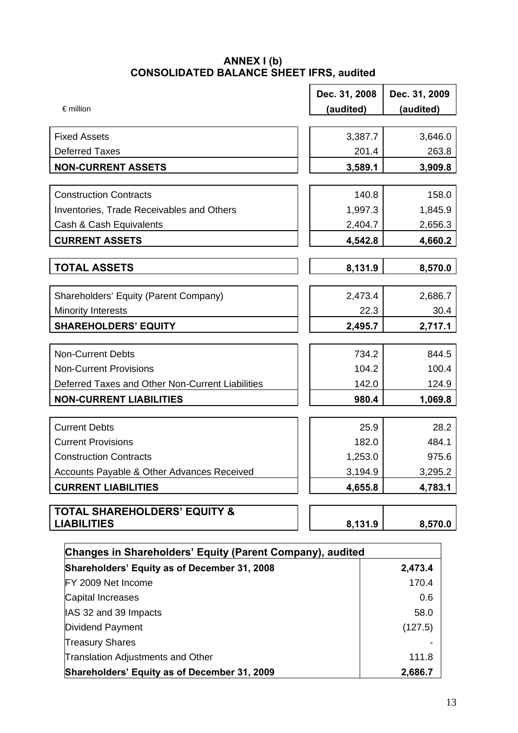# ANNEX I (b)
# CONSOLIDATED BALANCE SHEET IFRS, audited

| € million | Dec. 31, 2008 (audited) | Dec. 31, 2009 (audited) |
|---|---|---|
| Fixed Assets | 3,387.7 | 3,646.0 |
| Deferred Taxes | 201.4 | 263.8 |
| **NON-CURRENT ASSETS** | **3,589.1** | **3,909.8** |
| Construction Contracts | 140.8 | 158.0 |
| Inventories, Trade Receivables and Others | 1,997.3 | 1,845.9 |
| Cash & Cash Equivalents | 2,404.7 | 2,656.3 |
| **CURRENT ASSETS** | **4,542.8** | **4,660.2** |
| **TOTAL ASSETS** | **8,131.9** | **8,570.0** |
| Shareholders' Equity (Parent Company) | 2,473.4 | 2,686.7 |
| Minority Interests | 22.3 | 30.4 |
| **SHAREHOLDERS' EQUITY** | **2,495.7** | **2,717.1** |
| Non-Current Debts | 734.2 | 844.5 |
| Non-Current Provisions | 104.2 | 100.4 |
| Deferred Taxes and Other Non-Current Liabilities | 142.0 | 124.9 |
| **NON-CURRENT LIABILITIES** | **980.4** | **1,069.8** |
| Current Debts | 25.9 | 28.2 |
| Current Provisions | 182.0 | 484.1 |
| Construction Contracts | 1,253.0 | 975.6 |
| Accounts Payable & Other Advances Received | 3,194.9 | 3,295.2 |
| **CURRENT LIABILITIES** | **4,655.8** | **4,783.1** |
| **TOTAL SHAREHOLDERS' EQUITY & LIABILITIES** | **8,131.9** | **8,570.0** |

| **Changes in Shareholders' Equity (Parent Company), audited** | |
|---|---|
| **Shareholders' Equity as of December 31, 2008** | **2,473.4** |
| FY 2009 Net Income | 170.4 |
| Capital Increases | 0.6 |
| IAS 32 and 39 Impacts | 58.0 |
| Dividend Payment | (127.5) |
| Treasury Shares | - |
| Translation Adjustments and Other | 111.8 |
| **Shareholders' Equity as of December 31, 2009** | **2,686.7** |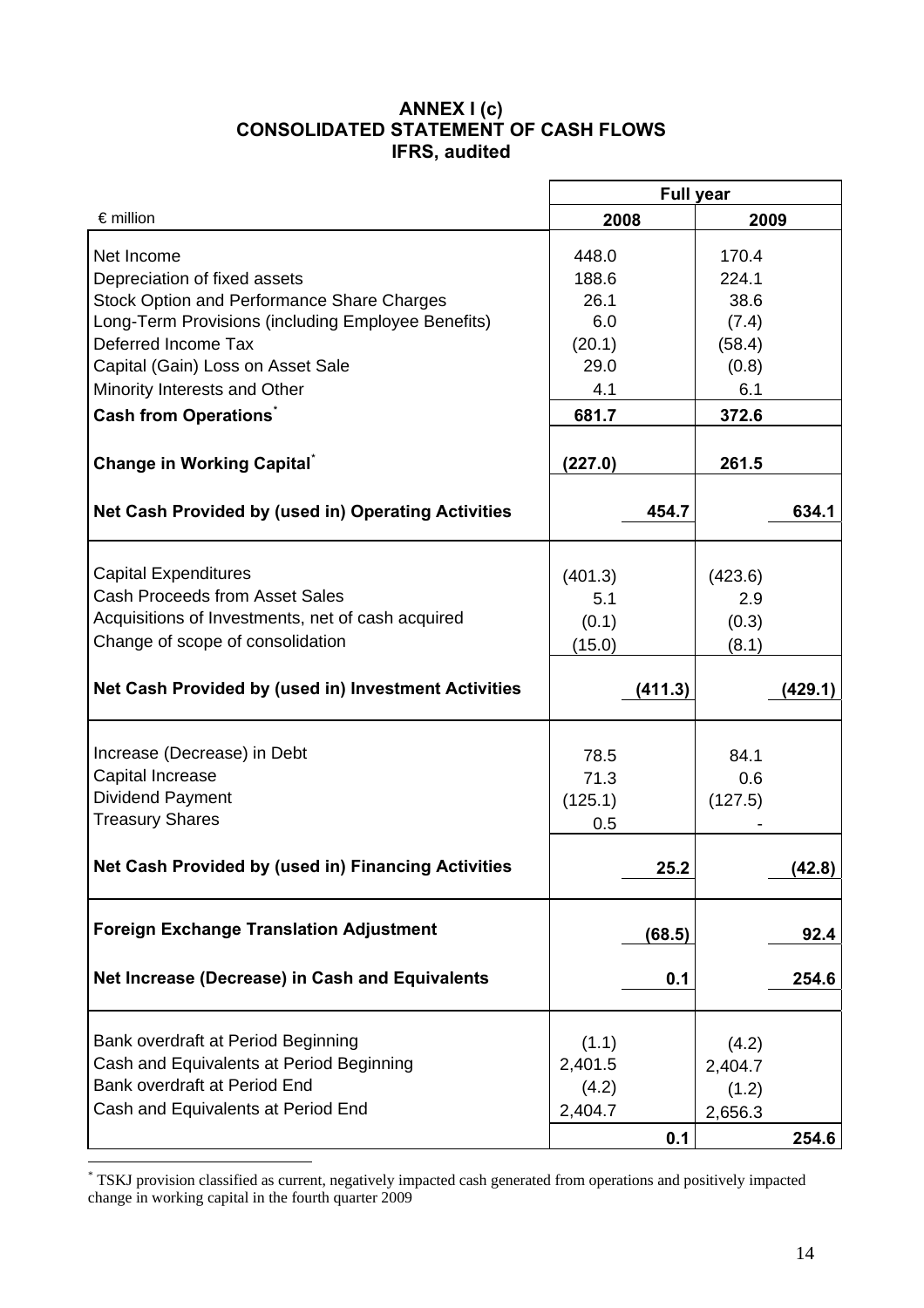# ANNEX I (c)
# CONSOLIDATED STATEMENT OF CASH FLOWS
# IFRS, audited

| € million | Full year | | | |
|---|---|---|---|---|
| | 2008 | | 2009 | |
| Net Income | 448.0 | | 170.4 | |
| Depreciation of fixed assets | 188.6 | | 224.1 | |
| Stock Option and Performance Share Charges | 26.1 | | 38.6 | |
| Long-Term Provisions (including Employee Benefits) | 6.0 | | (7.4) | |
| Deferred Income Tax | (20.1) | | (58.4) | |
| Capital (Gain) Loss on Asset Sale | 29.0 | | (0.8) | |
| Minority Interests and Other | 4.1 | | 6.1 | |
| **Cash from Operations*** | **681.7** | | **372.6** | |
| **Change in Working Capital*** | **(227.0)** | | **261.5** | |
| **Net Cash Provided by (used in) Operating Activities** | | **454.7** | | **634.1** |
| Capital Expenditures | (401.3) | | (423.6) | |
| Cash Proceeds from Asset Sales | 5.1 | | 2.9 | |
| Acquisitions of Investments, net of cash acquired | (0.1) | | (0.3) | |
| Change of scope of consolidation | (15.0) | | (8.1) | |
| **Net Cash Provided by (used in) Investment Activities** | | **(411.3)** | | **(429.1)** |
| Increase (Decrease) in Debt | 78.5 | | 84.1 | |
| Capital Increase | 71.3 | | 0.6 | |
| Dividend Payment | (125.1) | | (127.5) | |
| Treasury Shares | 0.5 | | - | |
| **Net Cash Provided by (used in) Financing Activities** | | **25.2** | | **(42.8)** |
| **Foreign Exchange Translation Adjustment** | | **(68.5)** | | **92.4** |
| **Net Increase (Decrease) in Cash and Equivalents** | | **0.1** | | **254.6** |
| Bank overdraft at Period Beginning | (1.1) | | (4.2) | |
| Cash and Equivalents at Period Beginning | 2,401.5 | | 2,404.7 | |
| Bank overdraft at Period End | (4.2) | | (1.2) | |
| Cash and Equivalents at Period End | 2,404.7 | | 2,656.3 | |
| | | **0.1** | | **254.6** |

* TSKJ provision classified as current, negatively impacted cash generated from operations and positively impacted change in working capital in the fourth quarter 2009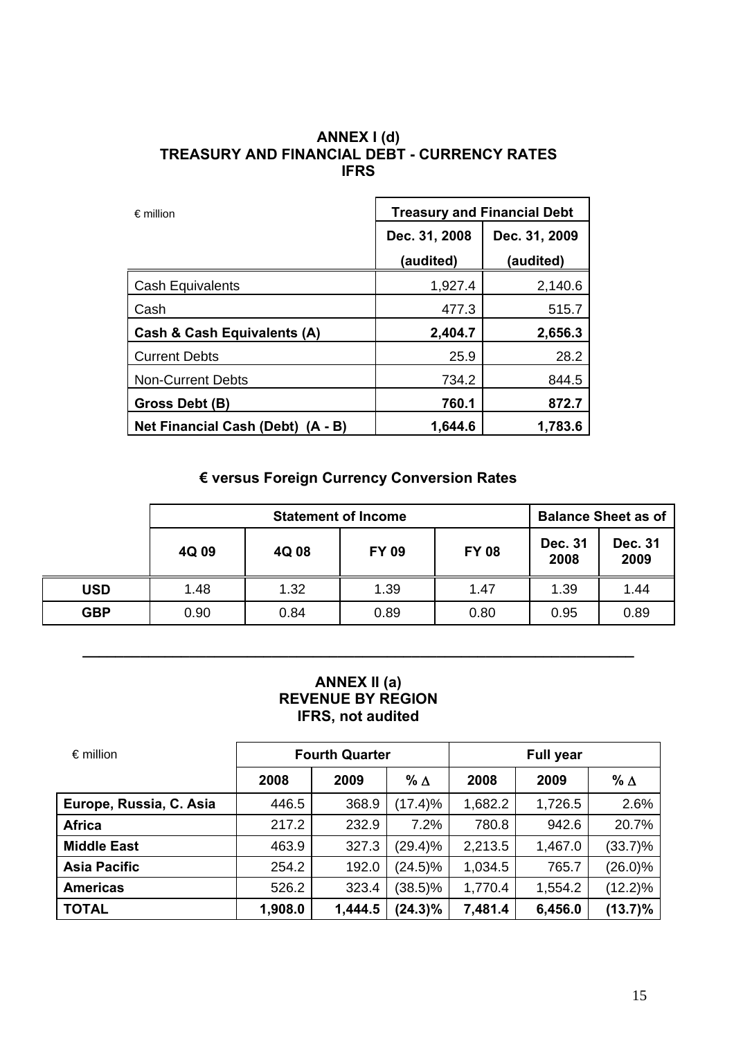# ANNEX I (d)
# TREASURY AND FINANCIAL DEBT - CURRENCY RATES
# IFRS

| € million | Treasury and Financial Debt | |
|---|---|---|
| | Dec. 31, 2008 (audited) | Dec. 31, 2009 (audited) |
| Cash Equivalents | 1,927.4 | 2,140.6 |
| Cash | 477.3 | 515.7 |
| **Cash & Cash Equivalents (A)** | **2,404.7** | **2,656.3** |
| Current Debts | 25.9 | 28.2 |
| Non-Current Debts | 734.2 | 844.5 |
| **Gross Debt (B)** | **760.1** | **872.7** |
| **Net Financial Cash (Debt) (A - B)** | **1,644.6** | **1,783.6** |

## € versus Foreign Currency Conversion Rates

| | Statement of Income | | | | Balance Sheet as of | |
|---|---|---|---|---|---|---|
| | 4Q 09 | 4Q 08 | FY 09 | FY 08 | Dec. 31 2008 | Dec. 31 2009 |
| **USD** | 1.48 | 1.32 | 1.39 | 1.47 | 1.39 | 1.44 |
| **GBP** | 0.90 | 0.84 | 0.89 | 0.80 | 0.95 | 0.89 |

---

# ANNEX II (a)
# REVENUE BY REGION
# IFRS, not audited

| € million | Fourth Quarter | | | Full year | | |
|---|---|---|---|---|---|---|
| | 2008 | 2009 | % Δ | 2008 | 2009 | % Δ |
| **Europe, Russia, C. Asia** | 446.5 | 368.9 | (17.4)% | 1,682.2 | 1,726.5 | 2.6% |
| **Africa** | 217.2 | 232.9 | 7.2% | 780.8 | 942.6 | 20.7% |
| **Middle East** | 463.9 | 327.3 | (29.4)% | 2,213.5 | 1,467.0 | (33.7)% |
| **Asia Pacific** | 254.2 | 192.0 | (24.5)% | 1,034.5 | 765.7 | (26.0)% |
| **Americas** | 526.2 | 323.4 | (38.5)% | 1,770.4 | 1,554.2 | (12.2)% |
| **TOTAL** | **1,908.0** | **1,444.5** | **(24.3)%** | **7,481.4** | **6,456.0** | **(13.7)%** |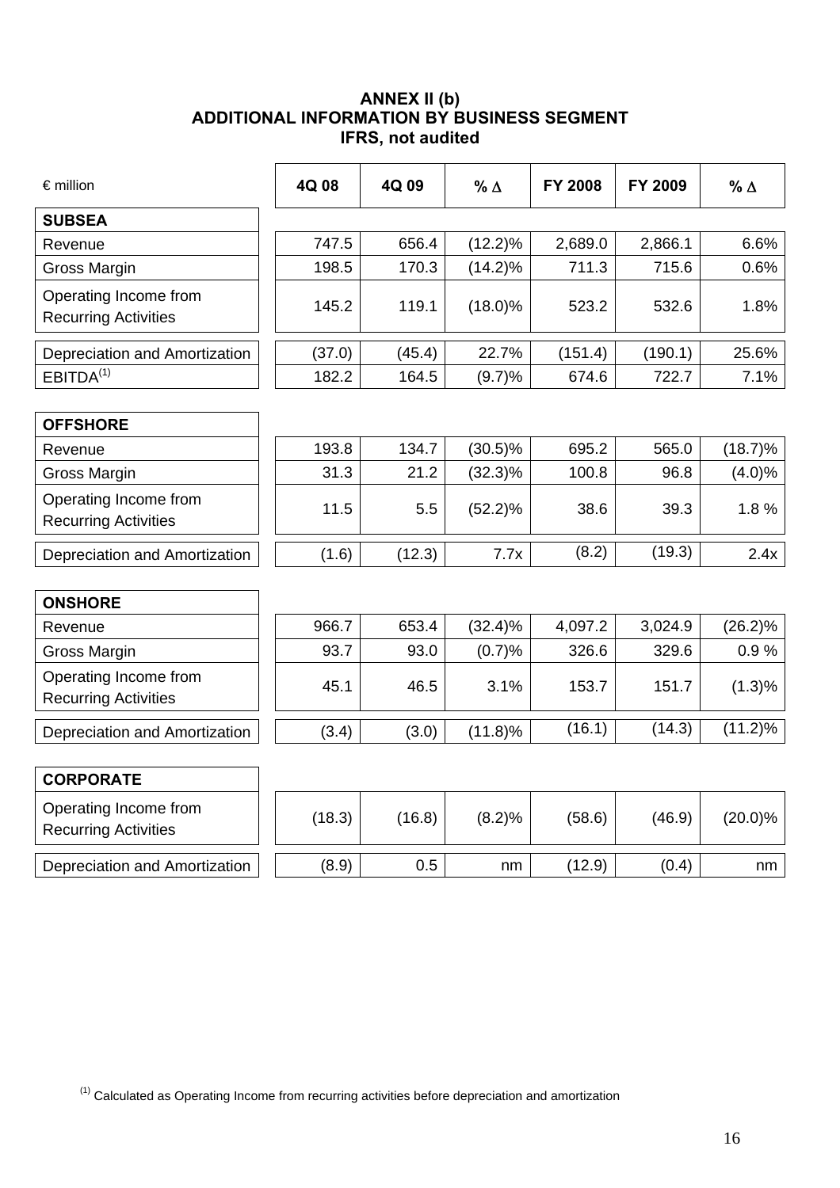# ANNEX II (b)
## ADDITIONAL INFORMATION BY BUSINESS SEGMENT
### IFRS, not audited

| € million | 4Q 08 | 4Q 09 | % Δ | FY 2008 | FY 2009 | % Δ |
|---|---|---|---|---|---|---|
| **SUBSEA** | | | | | | |
| Revenue | 747.5 | 656.4 | (12.2)% | 2,689.0 | 2,866.1 | 6.6% |
| Gross Margin | 198.5 | 170.3 | (14.2)% | 711.3 | 715.6 | 0.6% |
| Operating Income from Recurring Activities | 145.2 | 119.1 | (18.0)% | 523.2 | 532.6 | 1.8% |
| Depreciation and Amortization | (37.0) | (45.4) | 22.7% | (151.4) | (190.1) | 25.6% |
| EBITDA(1) | 182.2 | 164.5 | (9.7)% | 674.6 | 722.7 | 7.1% |
| **OFFSHORE** | | | | | | |
| Revenue | 193.8 | 134.7 | (30.5)% | 695.2 | 565.0 | (18.7)% |
| Gross Margin | 31.3 | 21.2 | (32.3)% | 100.8 | 96.8 | (4.0)% |
| Operating Income from Recurring Activities | 11.5 | 5.5 | (52.2)% | 38.6 | 39.3 | 1.8 % |
| Depreciation and Amortization | (1.6) | (12.3) | 7.7x | (8.2) | (19.3) | 2.4x |
| **ONSHORE** | | | | | | |
| Revenue | 966.7 | 653.4 | (32.4)% | 4,097.2 | 3,024.9 | (26.2)% |
| Gross Margin | 93.7 | 93.0 | (0.7)% | 326.6 | 329.6 | 0.9 % |
| Operating Income from Recurring Activities | 45.1 | 46.5 | 3.1% | 153.7 | 151.7 | (1.3)% |
| Depreciation and Amortization | (3.4) | (3.0) | (11.8)% | (16.1) | (14.3) | (11.2)% |
| **CORPORATE** | | | | | | |
| Operating Income from Recurring Activities | (18.3) | (16.8) | (8.2)% | (58.6) | (46.9) | (20.0)% |
| Depreciation and Amortization | (8.9) | 0.5 | nm | (12.9) | (0.4) | nm |

(1) Calculated as Operating Income from recurring activities before depreciation and amortization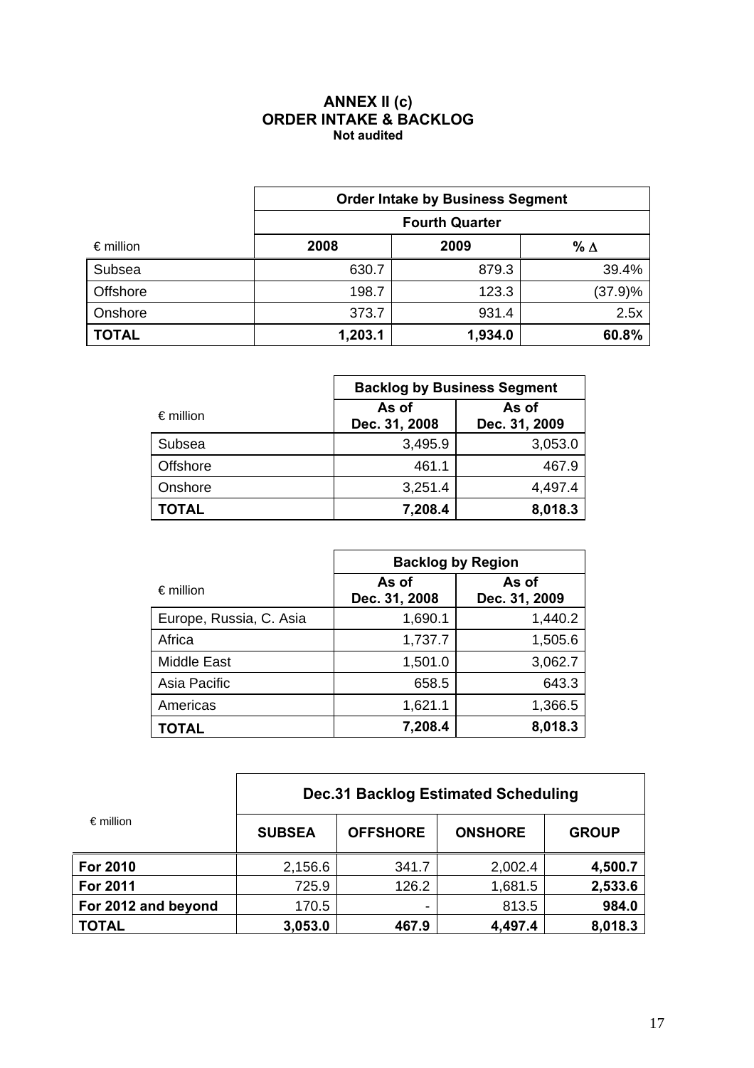# ANNEX II (c)
## ORDER INTAKE & BACKLOG
**Not audited**

| € million | Order Intake by Business Segment | | |
|---|---|---|---|
| | Fourth Quarter | | |
| | 2008 | 2009 | % Δ |
| Subsea | 630.7 | 879.3 | 39.4% |
| Offshore | 198.7 | 123.3 | (37.9)% |
| Onshore | 373.7 | 931.4 | 2.5x |
| **TOTAL** | **1,203.1** | **1,934.0** | **60.8%** |

| € million | Backlog by Business Segment | |
|---|---|---|
| | As of Dec. 31, 2008 | As of Dec. 31, 2009 |
| Subsea | 3,495.9 | 3,053.0 |
| Offshore | 461.1 | 467.9 |
| Onshore | 3,251.4 | 4,497.4 |
| **TOTAL** | **7,208.4** | **8,018.3** |

| € million | Backlog by Region | |
|---|---|---|
| | As of Dec. 31, 2008 | As of Dec. 31, 2009 |
| Europe, Russia, C. Asia | 1,690.1 | 1,440.2 |
| Africa | 1,737.7 | 1,505.6 |
| Middle East | 1,501.0 | 3,062.7 |
| Asia Pacific | 658.5 | 643.3 |
| Americas | 1,621.1 | 1,366.5 |
| **TOTAL** | **7,208.4** | **8,018.3** |

| € million | Dec.31 Backlog Estimated Scheduling | | | |
|---|---|---|---|---|
| | SUBSEA | OFFSHORE | ONSHORE | GROUP |
| **For 2010** | 2,156.6 | 341.7 | 2,002.4 | **4,500.7** |
| **For 2011** | 725.9 | 126.2 | 1,681.5 | **2,533.6** |
| **For 2012 and beyond** | 170.5 | - | 813.5 | **984.0** |
| **TOTAL** | **3,053.0** | **467.9** | **4,497.4** | **8,018.3** |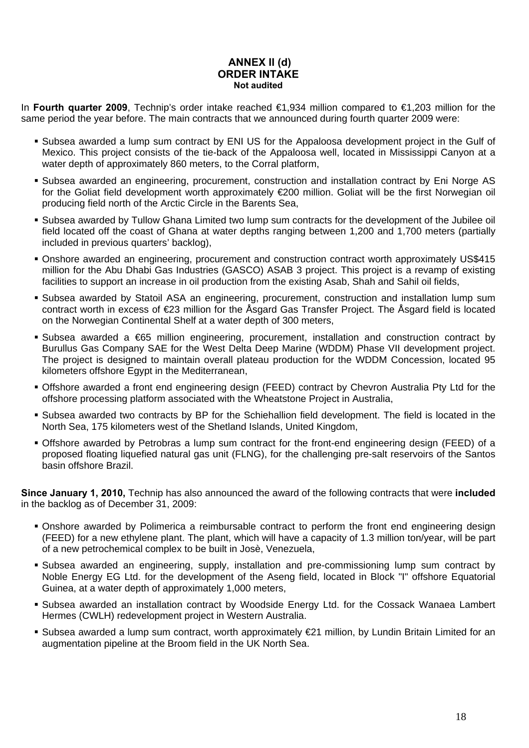# ANNEX II (d)
## ORDER INTAKE
**Not audited**

In **Fourth quarter 2009**, Technip's order intake reached €1,934 million compared to €1,203 million for the same period the year before. The main contracts that we announced during fourth quarter 2009 were:

- Subsea awarded a lump sum contract by ENI US for the Appaloosa development project in the Gulf of Mexico. This project consists of the tie-back of the Appaloosa well, located in Mississippi Canyon at a water depth of approximately 860 meters, to the Corral platform,
- Subsea awarded an engineering, procurement, construction and installation contract by Eni Norge AS for the Goliat field development worth approximately €200 million. Goliat will be the first Norwegian oil producing field north of the Arctic Circle in the Barents Sea,
- Subsea awarded by Tullow Ghana Limited two lump sum contracts for the development of the Jubilee oil field located off the coast of Ghana at water depths ranging between 1,200 and 1,700 meters (partially included in previous quarters' backlog),
- Onshore awarded an engineering, procurement and construction contract worth approximately US$415 million for the Abu Dhabi Gas Industries (GASCO) ASAB 3 project. This project is a revamp of existing facilities to support an increase in oil production from the existing Asab, Shah and Sahil oil fields,
- Subsea awarded by Statoil ASA an engineering, procurement, construction and installation lump sum contract worth in excess of €23 million for the Åsgard Gas Transfer Project. The Åsgard field is located on the Norwegian Continental Shelf at a water depth of 300 meters,
- Subsea awarded a €65 million engineering, procurement, installation and construction contract by Burullus Gas Company SAE for the West Delta Deep Marine (WDDM) Phase VII development project. The project is designed to maintain overall plateau production for the WDDM Concession, located 95 kilometers offshore Egypt in the Mediterranean,
- Offshore awarded a front end engineering design (FEED) contract by Chevron Australia Pty Ltd for the offshore processing platform associated with the Wheatstone Project in Australia,
- Subsea awarded two contracts by BP for the Schiehallion field development. The field is located in the North Sea, 175 kilometers west of the Shetland Islands, United Kingdom,
- Offshore awarded by Petrobras a lump sum contract for the front-end engineering design (FEED) of a proposed floating liquefied natural gas unit (FLNG), for the challenging pre-salt reservoirs of the Santos basin offshore Brazil.

**Since January 1, 2010,** Technip has also announced the award of the following contracts that were **included** in the backlog as of December 31, 2009:

- Onshore awarded by Polimerica a reimbursable contract to perform the front end engineering design (FEED) for a new ethylene plant. The plant, which will have a capacity of 1.3 million ton/year, will be part of a new petrochemical complex to be built in Josè, Venezuela,
- Subsea awarded an engineering, supply, installation and pre-commissioning lump sum contract by Noble Energy EG Ltd. for the development of the Aseng field, located in Block "I" offshore Equatorial Guinea, at a water depth of approximately 1,000 meters,
- Subsea awarded an installation contract by Woodside Energy Ltd. for the Cossack Wanaea Lambert Hermes (CWLH) redevelopment project in Western Australia.
- Subsea awarded a lump sum contract, worth approximately €21 million, by Lundin Britain Limited for an augmentation pipeline at the Broom field in the UK North Sea.